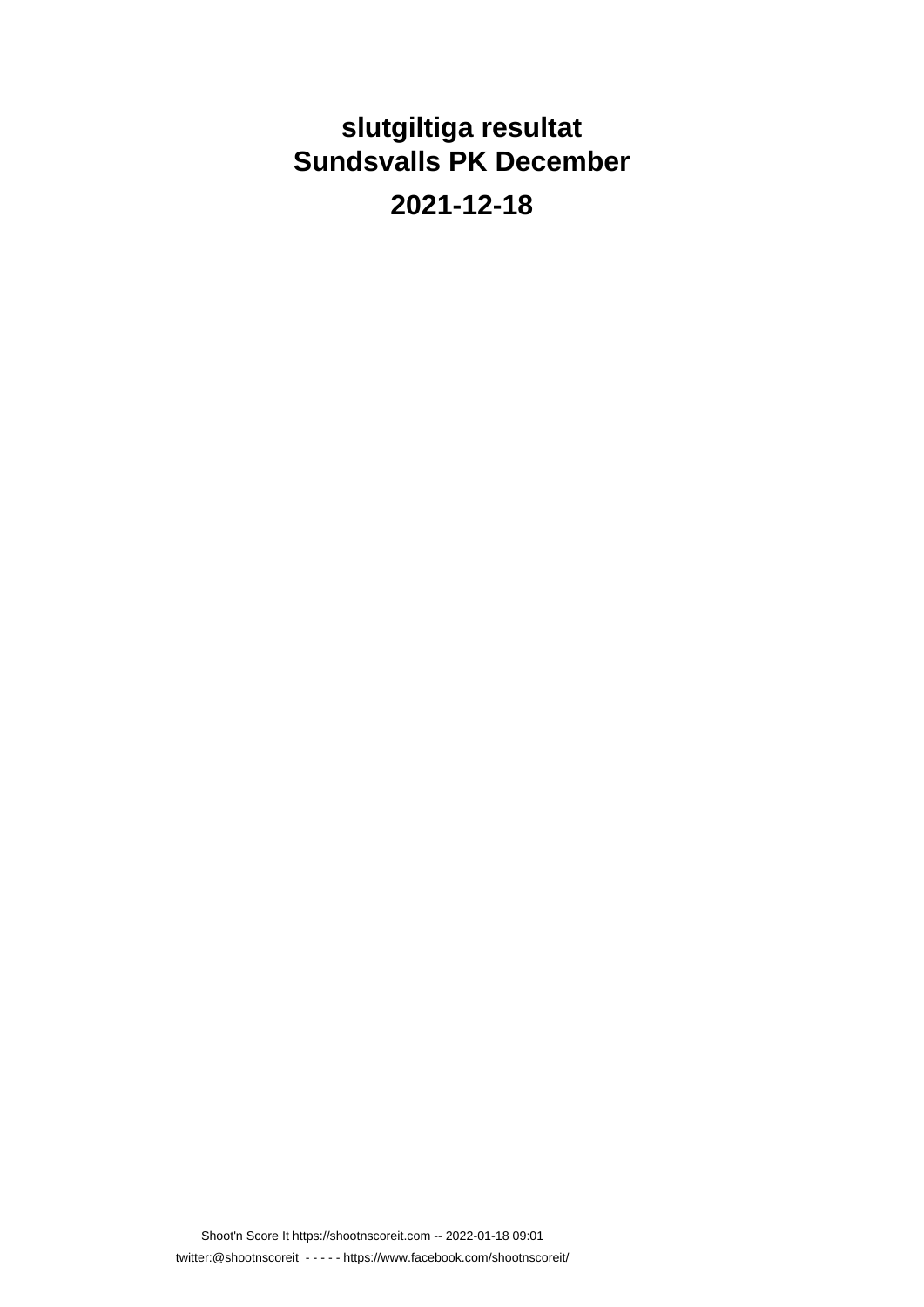# slutgiltiga resultat
# Sundsvalls PK December

## 2021-12-18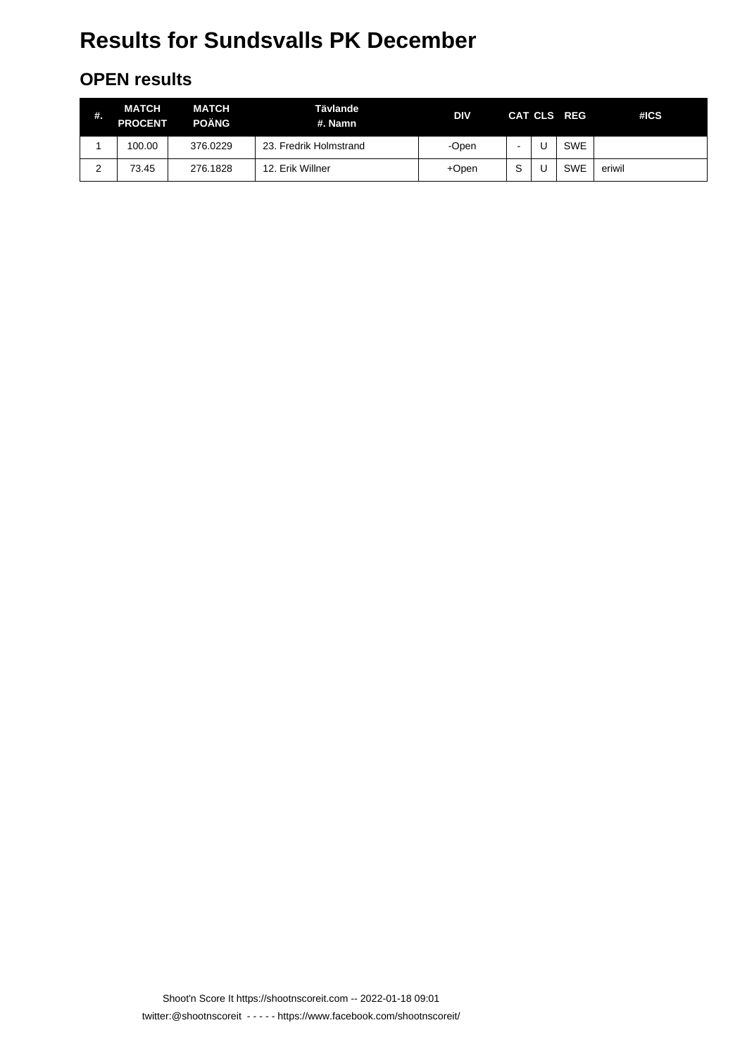# Results for Sundsvalls PK December

## OPEN results

| #. | MATCH PROCENT | MATCH POÄNG | Tävlande #. Namn | DIV | CAT | CLS | REG | #ICS |
|---|---|---|---|---|---|---|---|---|
| 1 | 100.00 | 376.0229 | 23. Fredrik Holmstrand | -Open | - | U | SWE | |
| 2 | 73.45 | 276.1828 | 12. Erik Willner | +Open | S | U | SWE | eriwil |

Shoot'n Score It https://shootnscoreit.com -- 2022-01-18 09:01

twitter:@shootnscoreit - - - - - https://www.facebook.com/shootnscoreit/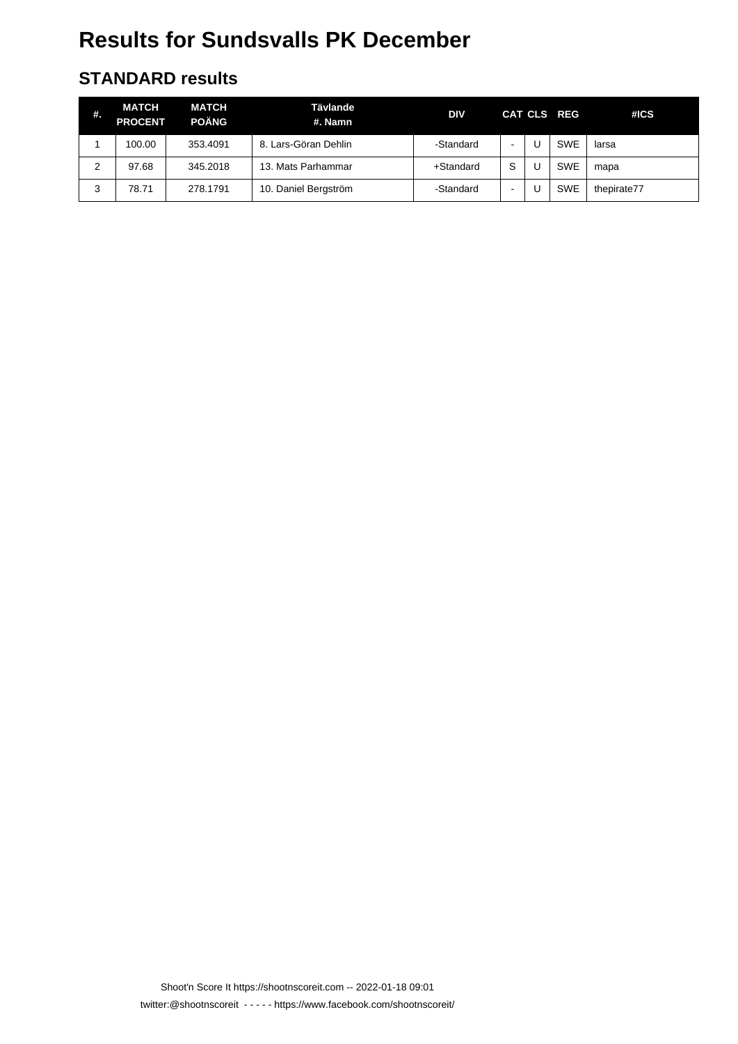# Results for Sundsvalls PK December

## STANDARD results

| #. | MATCH PROCENT | MATCH POÄNG | Tävlande #. Namn | DIV | CAT | CLS | REG | #ICS |
|---|---|---|---|---|---|---|---|---|
| 1 | 100.00 | 353.4091 | 8. Lars-Göran Dehlin | -Standard | - | U | SWE | larsa |
| 2 | 97.68 | 345.2018 | 13. Mats Parhammar | +Standard | S | U | SWE | mapa |
| 3 | 78.71 | 278.1791 | 10. Daniel Bergström | -Standard | - | U | SWE | thepirate77 |

Shoot'n Score It https://shootnscoreit.com -- 2022-01-18 09:01

twitter:@shootnscoreit - - - - - https://www.facebook.com/shootnscoreit/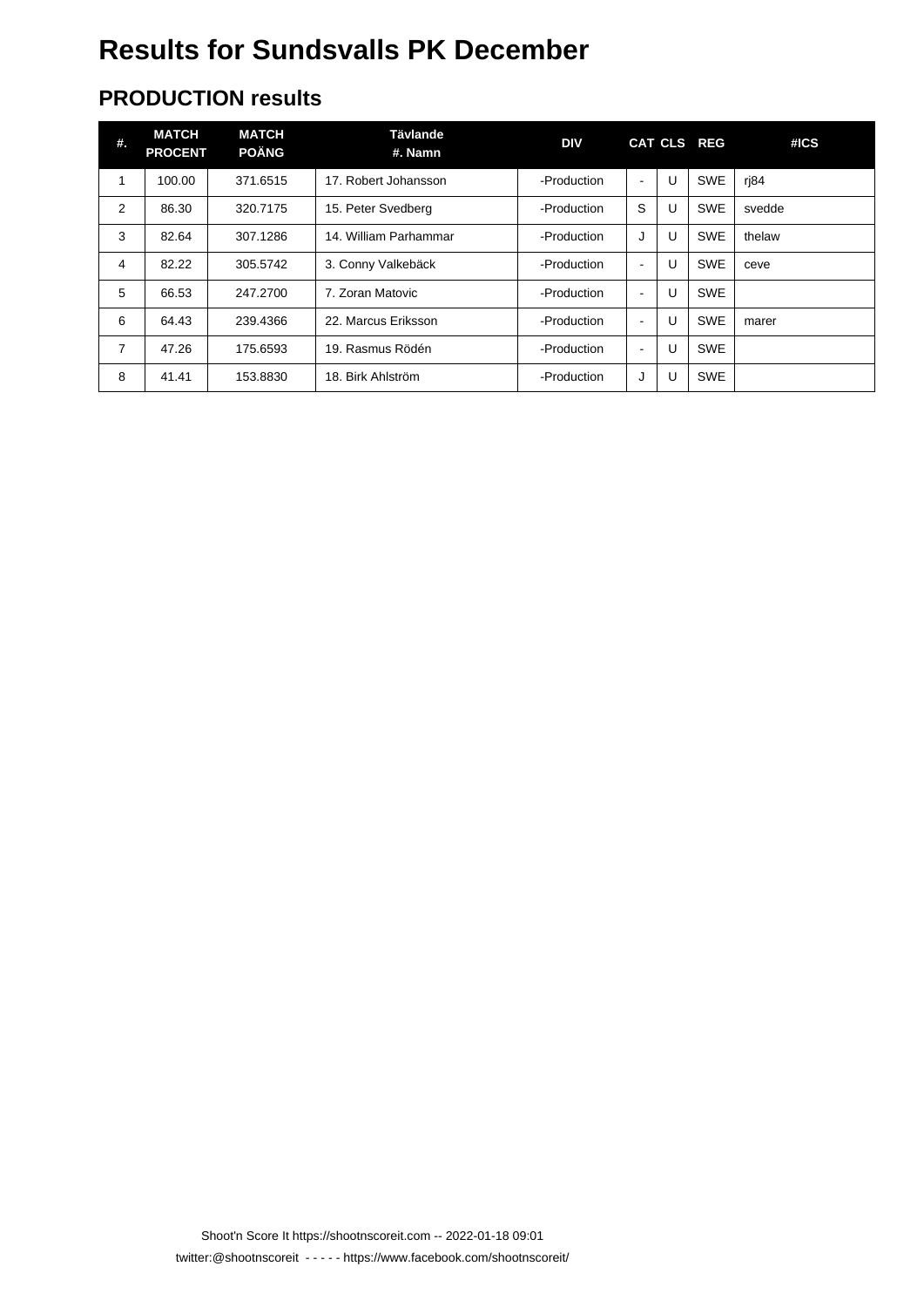# Results for Sundsvalls PK December

## PRODUCTION results

| #. | MATCH PROCENT | MATCH POÄNG | Tävlande #. Namn | DIV | CAT | CLS | REG | #ICS |
|---|---|---|---|---|---|---|---|---|
| 1 | 100.00 | 371.6515 | 17. Robert Johansson | -Production | - | U | SWE | rj84 |
| 2 | 86.30 | 320.7175 | 15. Peter Svedberg | -Production | S | U | SWE | svedde |
| 3 | 82.64 | 307.1286 | 14. William Parhammar | -Production | J | U | SWE | thelaw |
| 4 | 82.22 | 305.5742 | 3. Conny Valkebäck | -Production | - | U | SWE | ceve |
| 5 | 66.53 | 247.2700 | 7. Zoran Matovic | -Production | - | U | SWE | |
| 6 | 64.43 | 239.4366 | 22. Marcus Eriksson | -Production | - | U | SWE | marer |
| 7 | 47.26 | 175.6593 | 19. Rasmus Rödén | -Production | - | U | SWE | |
| 8 | 41.41 | 153.8830 | 18. Birk Ahlström | -Production | J | U | SWE | |

Shoot'n Score It https://shootnscoreit.com -- 2022-01-18 09:01

twitter:@shootnscoreit - - - - - https://www.facebook.com/shootnscoreit/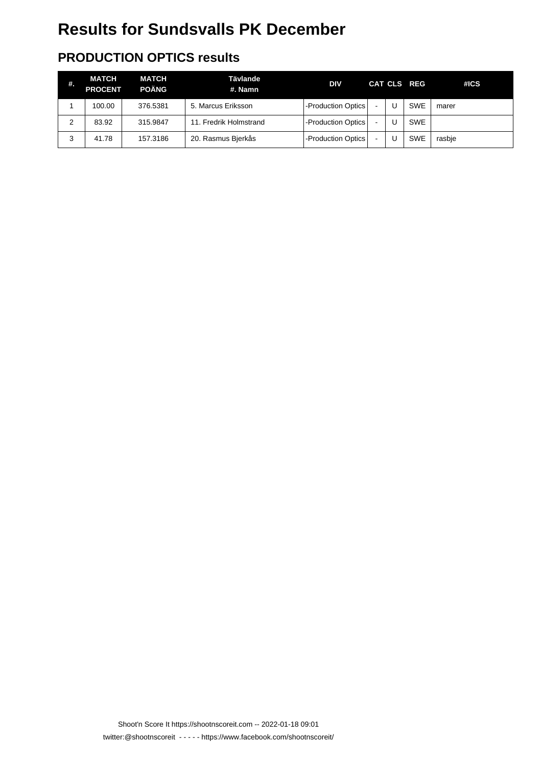# Results for Sundsvalls PK December

## PRODUCTION OPTICS results

| #. | MATCH PROCENT | MATCH POÄNG | Tävlande #. Namn | DIV | CAT | CLS | REG | #ICS |
|---|---|---|---|---|---|---|---|---|
| 1 | 100.00 | 376.5381 | 5. Marcus Eriksson | -Production Optics | - | U | SWE | marer |
| 2 | 83.92 | 315.9847 | 11. Fredrik Holmstrand | -Production Optics | - | U | SWE | |
| 3 | 41.78 | 157.3186 | 20. Rasmus Bjerkås | -Production Optics | - | U | SWE | rasbje |

Shoot'n Score It https://shootnscoreit.com -- 2022-01-18 09:01

twitter:@shootnscoreit - - - - - https://www.facebook.com/shootnscoreit/